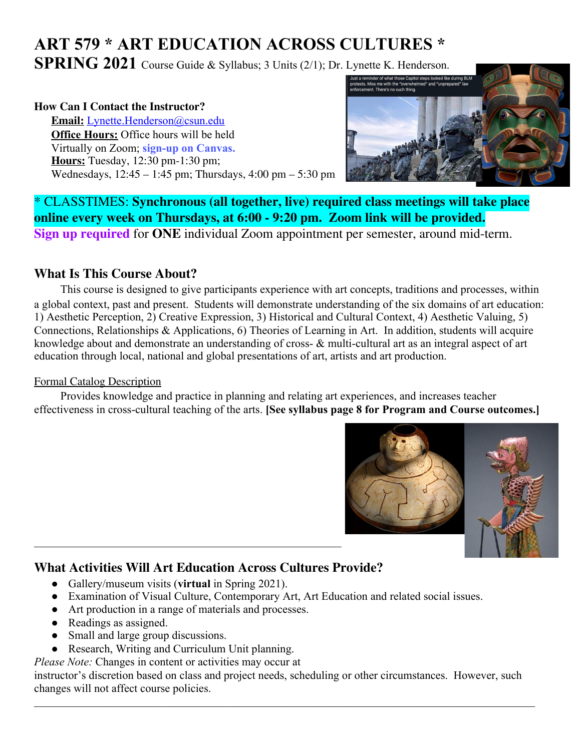# ART 579 * ART EDUCATION ACROSS CULTURES * SPRING 2021

Course Guide & Syllabus; 3 Units (2/1); Dr. Lynette K. Henderson.

**How Can I Contact the Instructor?**

**Email:** Lynette.Henderson@csun.edu
**Office Hours:** Office hours will be held Virtually on Zoom; **sign-up on Canvas.**
**Hours:** Tuesday, 12:30 pm-1:30 pm; Wednesdays, 12:45 – 1:45 pm; Thursdays, 4:00 pm – 5:30 pm

* CLASSTIMES: **Synchronous (all together, live) required class meetings will take place online every week on Thursdays, at 6:00 - 9:20 pm. Zoom link will be provided.**
**Sign up required** for **ONE** individual Zoom appointment per semester, around mid-term.

## What Is This Course About?

This course is designed to give participants experience with art concepts, traditions and processes, within a global context, past and present. Students will demonstrate understanding of the six domains of art education: 1) Aesthetic Perception, 2) Creative Expression, 3) Historical and Cultural Context, 4) Aesthetic Valuing, 5) Connections, Relationships & Applications, 6) Theories of Learning in Art. In addition, students will acquire knowledge about and demonstrate an understanding of cross- & multi-cultural art as an integral aspect of art education through local, national and global presentations of art, artists and art production.

Formal Catalog Description

Provides knowledge and practice in planning and relating art experiences, and increases teacher effectiveness in cross-cultural teaching of the arts. **[See syllabus page 8 for Program and Course outcomes.]**

---

## What Activities Will Art Education Across Cultures Provide?

- Gallery/museum visits (**virtual** in Spring 2021).
- Examination of Visual Culture, Contemporary Art, Art Education and related social issues.
- Art production in a range of materials and processes.
- Readings as assigned.
- Small and large group discussions.
- Research, Writing and Curriculum Unit planning.

*Please Note:* Changes in content or activities may occur at instructor's discretion based on class and project needs, scheduling or other circumstances. However, such changes will not affect course policies.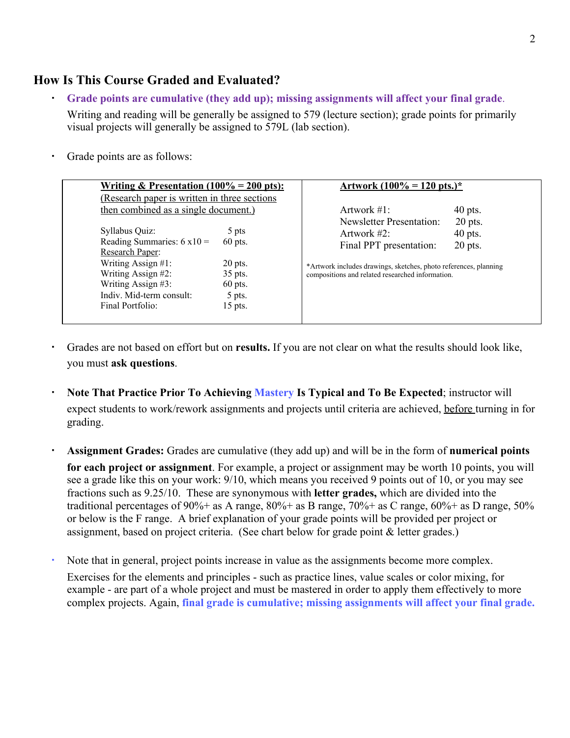## How Is This Course Graded and Evaluated?

- **Grade points are cumulative (they add up); missing assignments will affect your final grade**.
  Writing and reading will be generally be assigned to 579 (lecture section); grade points for primarily visual projects will generally be assigned to 579L (lab section).

- Grade points are as follows:

| Writing & Presentation (100% = 200 pts): (Research paper is written in three sections then combined as a single document.) | | Artwork (100% = 120 pts.)* | |
|---|---|---|---|
| Syllabus Quiz: | 5 pts | Artwork #1: | 40 pts. |
| Reading Summaries: 6 x10 = | 60 pts. | Newsletter Presentation: | 20 pts. |
| Research Paper: | | Artwork #2: | 40 pts. |
| Writing Assign #1: | 20 pts. | Final PPT presentation: | 20 pts. |
| Writing Assign #2: | 35 pts. | | |
| Writing Assign #3: | 60 pts. | | |
| Indiv. Mid-term consult: | 5 pts. | | |
| Final Portfolio: | 15 pts. | | |

*Artwork includes drawings, sketches, photo references, planning compositions and related researched information.

- Grades are not based on effort but on **results.** If you are not clear on what the results should look like, you must **ask questions**.

- **Note That Practice Prior To Achieving Mastery Is Typical and To Be Expected**; instructor will expect students to work/rework assignments and projects until criteria are achieved, before turning in for grading.

- **Assignment Grades:** Grades are cumulative (they add up) and will be in the form of **numerical points for each project or assignment**. For example, a project or assignment may be worth 10 points, you will see a grade like this on your work: 9/10, which means you received 9 points out of 10, or you may see fractions such as 9.25/10. These are synonymous with **letter grades,** which are divided into the traditional percentages of 90%+ as A range, 80%+ as B range, 70%+ as C range, 60%+ as D range, 50% or below is the F range. A brief explanation of your grade points will be provided per project or assignment, based on project criteria. (See chart below for grade point & letter grades.)

- Note that in general, project points increase in value as the assignments become more complex. Exercises for the elements and principles - such as practice lines, value scales or color mixing, for example - are part of a whole project and must be mastered in order to apply them effectively to more complex projects. Again, **final grade is cumulative; missing assignments will affect your final grade.**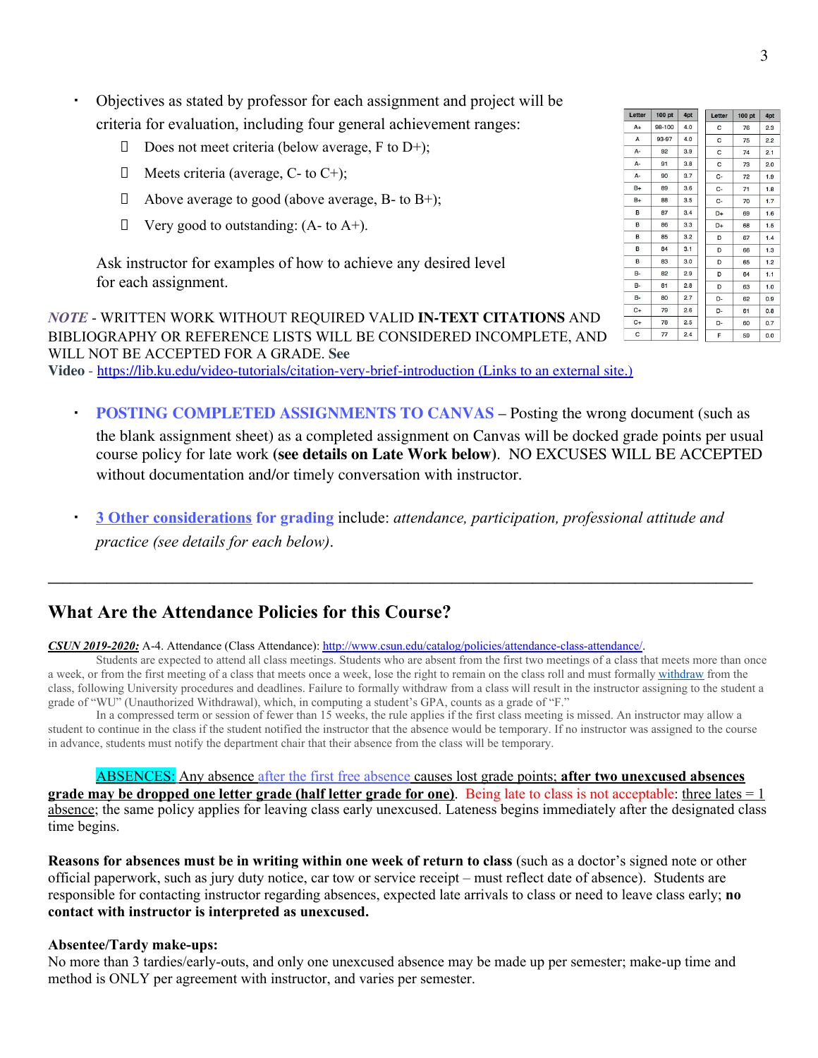- Objectives as stated by professor for each assignment and project will be criteria for evaluation, including four general achievement ranges:
  - Does not meet criteria (below average, F to D+);
  - Meets criteria (average, C- to C+);
  - Above average to good (above average, B- to B+);
  - Very good to outstanding: (A- to A+).

  Ask instructor for examples of how to achieve any desired level for each assignment.

| Letter | 100 pt | 4pt |
|---|---|---|
| A+ | 98-100 | 4.0 |
| A | 93-97 | 4.0 |
| A- | 92 | 3.9 |
| A- | 91 | 3.8 |
| A- | 90 | 3.7 |
| B+ | 89 | 3.6 |
| B+ | 88 | 3.5 |
| B | 87 | 3.4 |
| B | 86 | 3.3 |
| B | 85 | 3.2 |
| B | 84 | 3.1 |
| B | 83 | 3.0 |
| B- | 82 | 2.9 |
| B- | 81 | 2.8 |
| B- | 80 | 2.7 |
| C+ | 79 | 2.6 |
| C+ | 78 | 2.5 |
| C | 77 | 2.4 |

| Letter | 100 pt | 4pt |
|---|---|---|
| C | 76 | 2.3 |
| C | 75 | 2.2 |
| C | 74 | 2.1 |
| C | 73 | 2.0 |
| C- | 72 | 1.9 |
| C- | 71 | 1.8 |
| C- | 70 | 1.7 |
| D+ | 69 | 1.6 |
| D+ | 68 | 1.5 |
| D | 67 | 1.4 |
| D | 66 | 1.3 |
| D | 65 | 1.2 |
| D | 64 | 1.1 |
| D | 63 | 1.0 |
| D- | 62 | 0.9 |
| D- | 61 | 0.8 |
| D- | 60 | 0.7 |
| F | 59 | 0.0 |

***NOTE*** - WRITTEN WORK WITHOUT REQUIRED VALID **IN-TEXT CITATIONS** AND BIBLIOGRAPHY OR REFERENCE LISTS WILL BE CONSIDERED INCOMPLETE, AND WILL NOT BE ACCEPTED FOR A GRADE. **See Video** - https://lib.ku.edu/video-tutorials/citation-very-brief-introduction (Links to an external site.)

- **POSTING COMPLETED ASSIGNMENTS TO CANVAS** – Posting the wrong document (such as the blank assignment sheet) as a completed assignment on Canvas will be docked grade points per usual course policy for late work **(see details on Late Work below)**. NO EXCUSES WILL BE ACCEPTED without documentation and/or timely conversation with instructor.

- **3 Other considerations for grading** include: *attendance, participation, professional attitude and practice (see details for each below)*.

---

## What Are the Attendance Policies for this Course?

***CSUN 2019-2020:*** A-4. Attendance (Class Attendance): http://www.csun.edu/catalog/policies/attendance-class-attendance/.

Students are expected to attend all class meetings. Students who are absent from the first two meetings of a class that meets more than once a week, or from the first meeting of a class that meets once a week, lose the right to remain on the class roll and must formally withdraw from the class, following University procedures and deadlines. Failure to formally withdraw from a class will result in the instructor assigning to the student a grade of "WU" (Unauthorized Withdrawal), which, in computing a student's GPA, counts as a grade of "F."

In a compressed term or session of fewer than 15 weeks, the rule applies if the first class meeting is missed. An instructor may allow a student to continue in the class if the student notified the instructor that the absence would be temporary. If no instructor was assigned to the course in advance, students must notify the department chair that their absence from the class will be temporary.

ABSENCES: Any absence after the first free absence causes lost grade points; **after two unexcused absences grade may be dropped one letter grade (half letter grade for one)**. Being late to class is not acceptable: three lates = 1 absence; the same policy applies for leaving class early unexcused. Lateness begins immediately after the designated class time begins.

**Reasons for absences must be in writing within one week of return to class** (such as a doctor's signed note or other official paperwork, such as jury duty notice, car tow or service receipt – must reflect date of absence). Students are responsible for contacting instructor regarding absences, expected late arrivals to class or need to leave class early; **no contact with instructor is interpreted as unexcused.**

**Absentee/Tardy make-ups:**
No more than 3 tardies/early-outs, and only one unexcused absence may be made up per semester; make-up time and method is ONLY per agreement with instructor, and varies per semester.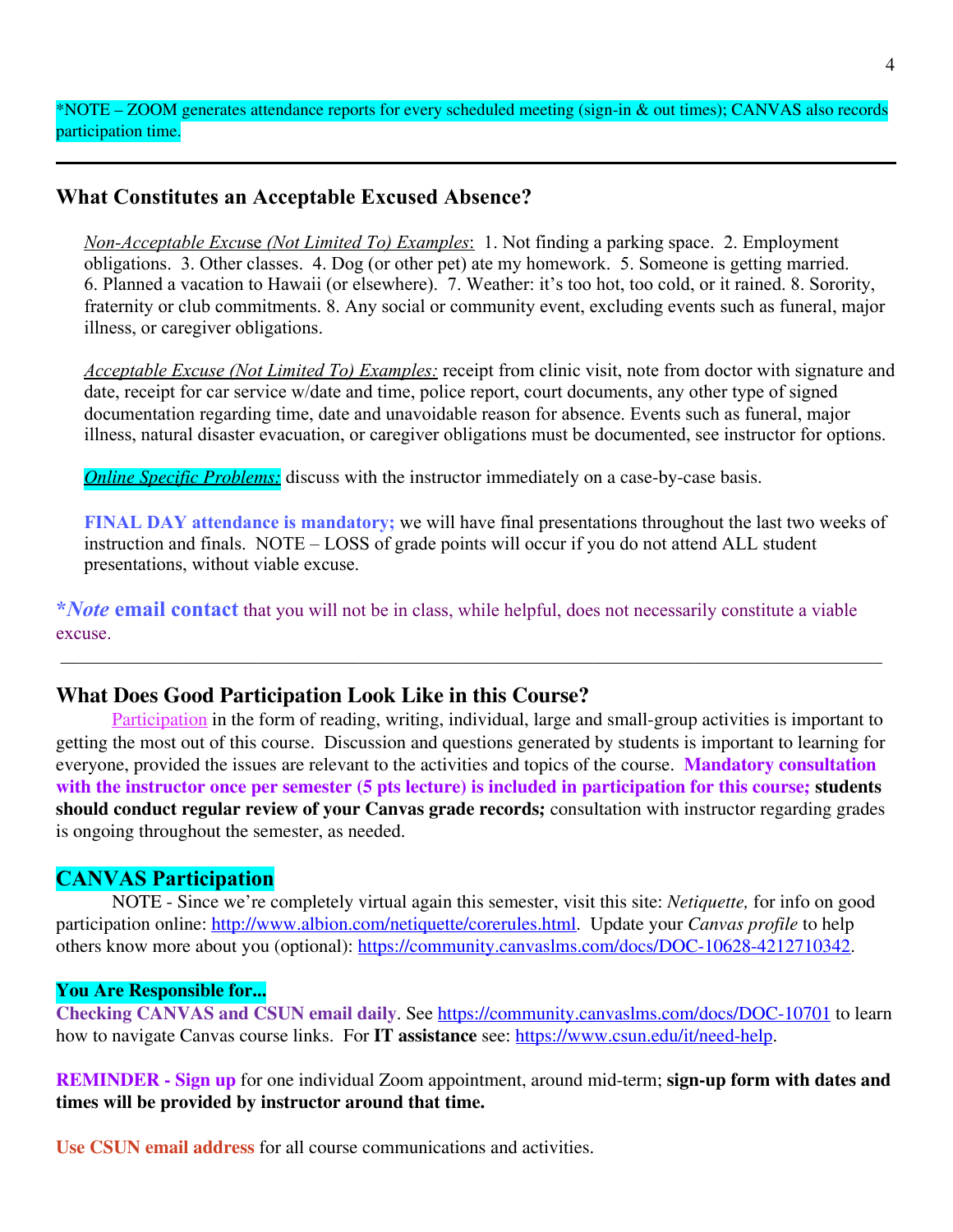*NOTE – ZOOM generates attendance reports for every scheduled meeting (sign-in & out times); CANVAS also records participation time.

---

## What Constitutes an Acceptable Excused Absence?

*Non-Acceptable Excuse (Not Limited To) Examples*: 1. Not finding a parking space. 2. Employment obligations. 3. Other classes. 4. Dog (or other pet) ate my homework. 5. Someone is getting married. 6. Planned a vacation to Hawaii (or elsewhere). 7. Weather: it's too hot, too cold, or it rained. 8. Sorority, fraternity or club commitments. 8. Any social or community event, excluding events such as funeral, major illness, or caregiver obligations.

*Acceptable Excuse (Not Limited To) Examples:* receipt from clinic visit, note from doctor with signature and date, receipt for car service w/date and time, police report, court documents, any other type of signed documentation regarding time, date and unavoidable reason for absence. Events such as funeral, major illness, natural disaster evacuation, or caregiver obligations must be documented, see instructor for options.

***Online Specific Problems:*** discuss with the instructor immediately on a case-by-case basis.

**FINAL DAY attendance is mandatory;** we will have final presentations throughout the last two weeks of instruction and finals. NOTE – LOSS of grade points will occur if you do not attend ALL student presentations, without viable excuse.

***Note* email contact** that you will not be in class, while helpful, does not necessarily constitute a viable excuse.

---

## What Does Good Participation Look Like in this Course?

Participation in the form of reading, writing, individual, large and small-group activities is important to getting the most out of this course. Discussion and questions generated by students is important to learning for everyone, provided the issues are relevant to the activities and topics of the course. **Mandatory consultation with the instructor once per semester (5 pts lecture) is included in participation for this course; students should conduct regular review of your Canvas grade records;** consultation with instructor regarding grades is ongoing throughout the semester, as needed.

### CANVAS Participation

NOTE - Since we're completely virtual again this semester, visit this site: *Netiquette,* for info on good participation online: http://www.albion.com/netiquette/corerules.html. Update your *Canvas profile* to help others know more about you (optional): https://community.canvaslms.com/docs/DOC-10628-4212710342.

**You Are Responsible for...**

**Checking CANVAS and CSUN email daily**. See https://community.canvaslms.com/docs/DOC-10701 to learn how to navigate Canvas course links. For **IT assistance** see: https://www.csun.edu/it/need-help.

**REMINDER - Sign up** for one individual Zoom appointment, around mid-term; **sign-up form with dates and times will be provided by instructor around that time.**

**Use CSUN email address** for all course communications and activities.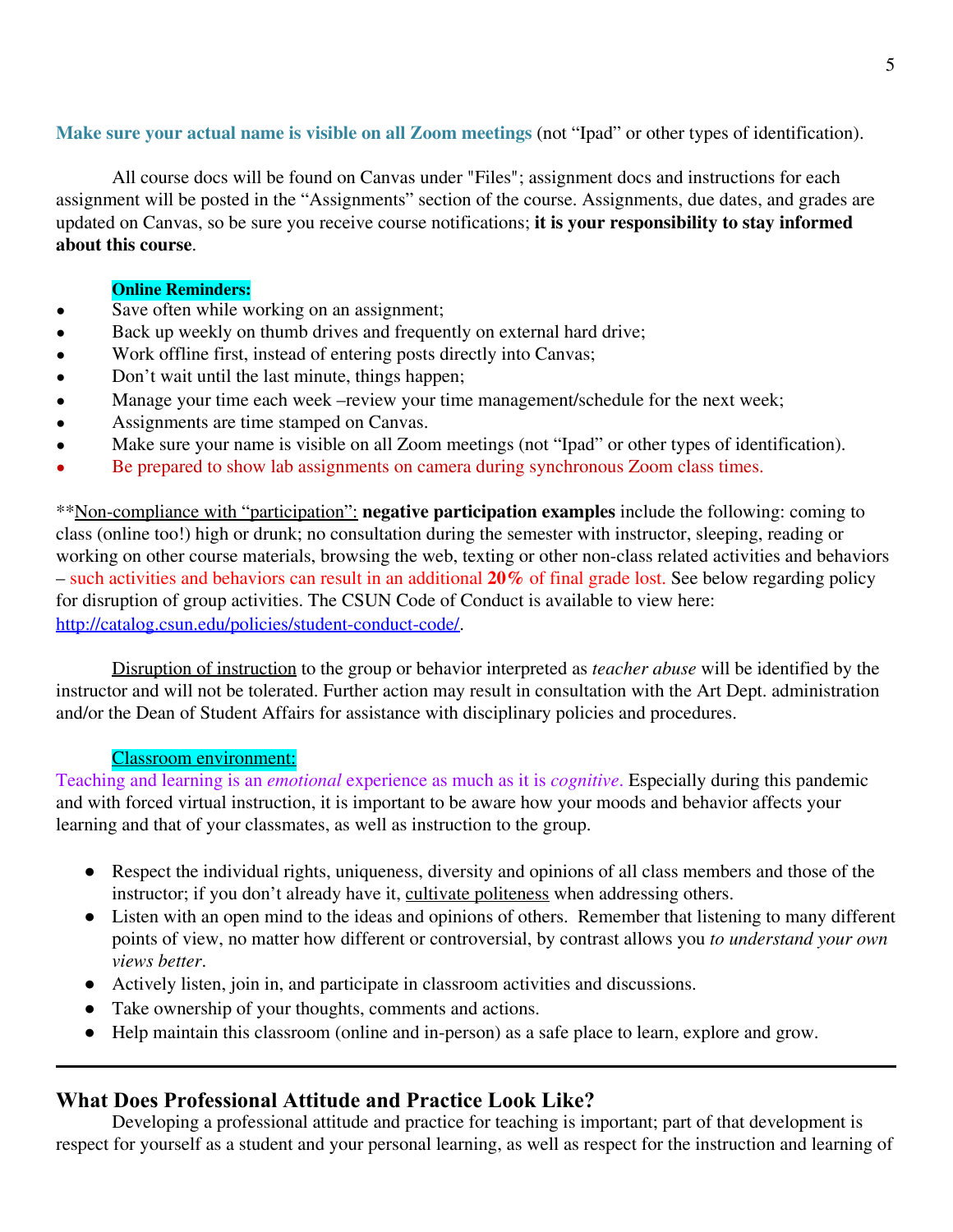**Make sure your actual name is visible on all Zoom meetings** (not "Ipad" or other types of identification).

All course docs will be found on Canvas under "Files"; assignment docs and instructions for each assignment will be posted in the "Assignments" section of the course. Assignments, due dates, and grades are updated on Canvas, so be sure you receive course notifications; **it is your responsibility to stay informed about this course**.

**Online Reminders:**

- Save often while working on an assignment;
- Back up weekly on thumb drives and frequently on external hard drive;
- Work offline first, instead of entering posts directly into Canvas;
- Don't wait until the last minute, things happen;
- Manage your time each week –review your time management/schedule for the next week;
- Assignments are time stamped on Canvas.
- Make sure your name is visible on all Zoom meetings (not "Ipad" or other types of identification).
- Be prepared to show lab assignments on camera during synchronous Zoom class times.

**Non-compliance with "participation": **negative participation examples** include the following: coming to class (online too!) high or drunk; no consultation during the semester with instructor, sleeping, reading or working on other course materials, browsing the web, texting or other non-class related activities and behaviors – such activities and behaviors can result in an additional **20%** of final grade lost. See below regarding policy for disruption of group activities. The CSUN Code of Conduct is available to view here: http://catalog.csun.edu/policies/student-conduct-code/.

Disruption of instruction to the group or behavior interpreted as *teacher abuse* will be identified by the instructor and will not be tolerated. Further action may result in consultation with the Art Dept. administration and/or the Dean of Student Affairs for assistance with disciplinary policies and procedures.

Classroom environment:

Teaching and learning is an *emotional* experience as much as it is *cognitive*. Especially during this pandemic and with forced virtual instruction, it is important to be aware how your moods and behavior affects your learning and that of your classmates, as well as instruction to the group.

- Respect the individual rights, uniqueness, diversity and opinions of all class members and those of the instructor; if you don't already have it, cultivate politeness when addressing others.
- Listen with an open mind to the ideas and opinions of others. Remember that listening to many different points of view, no matter how different or controversial, by contrast allows you *to understand your own views better*.
- Actively listen, join in, and participate in classroom activities and discussions.
- Take ownership of your thoughts, comments and actions.
- Help maintain this classroom (online and in-person) as a safe place to learn, explore and grow.

---

## What Does Professional Attitude and Practice Look Like?

Developing a professional attitude and practice for teaching is important; part of that development is respect for yourself as a student and your personal learning, as well as respect for the instruction and learning of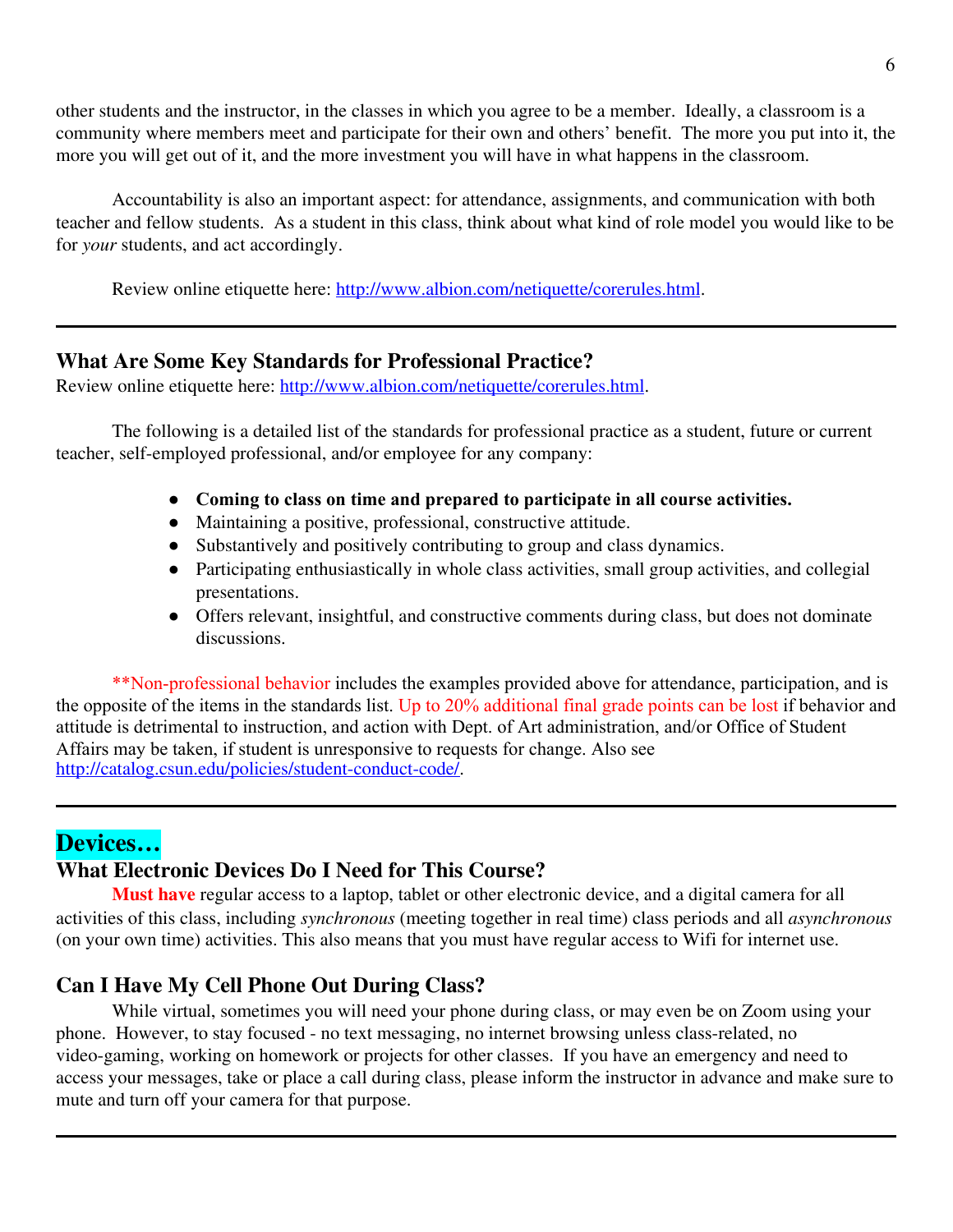other students and the instructor, in the classes in which you agree to be a member. Ideally, a classroom is a community where members meet and participate for their own and others' benefit. The more you put into it, the more you will get out of it, and the more investment you will have in what happens in the classroom.

Accountability is also an important aspect: for attendance, assignments, and communication with both teacher and fellow students. As a student in this class, think about what kind of role model you would like to be for *your* students, and act accordingly.

Review online etiquette here: [http://www.albion.com/netiquette/corerules.html](http://www.albion.com/netiquette/corerules.html).

---

### What Are Some Key Standards for Professional Practice?

Review online etiquette here: [http://www.albion.com/netiquette/corerules.html](http://www.albion.com/netiquette/corerules.html).

The following is a detailed list of the standards for professional practice as a student, future or current teacher, self-employed professional, and/or employee for any company:

- **Coming to class on time and prepared to participate in all course activities.**
- Maintaining a positive, professional, constructive attitude.
- Substantively and positively contributing to group and class dynamics.
- Participating enthusiastically in whole class activities, small group activities, and collegial presentations.
- Offers relevant, insightful, and constructive comments during class, but does not dominate discussions.

**Non-professional behavior includes the examples provided above for attendance, participation, and is the opposite of the items in the standards list. Up to 20% additional final grade points can be lost if behavior and attitude is detrimental to instruction, and action with Dept. of Art administration, and/or Office of Student Affairs may be taken, if student is unresponsive to requests for change. Also see [http://catalog.csun.edu/policies/student-conduct-code/](http://catalog.csun.edu/policies/student-conduct-code/).

---

## Devices…

### What Electronic Devices Do I Need for This Course?

**Must have** regular access to a laptop, tablet or other electronic device, and a digital camera for all activities of this class, including *synchronous* (meeting together in real time) class periods and all *asynchronous* (on your own time) activities. This also means that you must have regular access to Wifi for internet use.

### Can I Have My Cell Phone Out During Class?

While virtual, sometimes you will need your phone during class, or may even be on Zoom using your phone. However, to stay focused - no text messaging, no internet browsing unless class-related, no video-gaming, working on homework or projects for other classes. If you have an emergency and need to access your messages, take or place a call during class, please inform the instructor in advance and make sure to mute and turn off your camera for that purpose.

---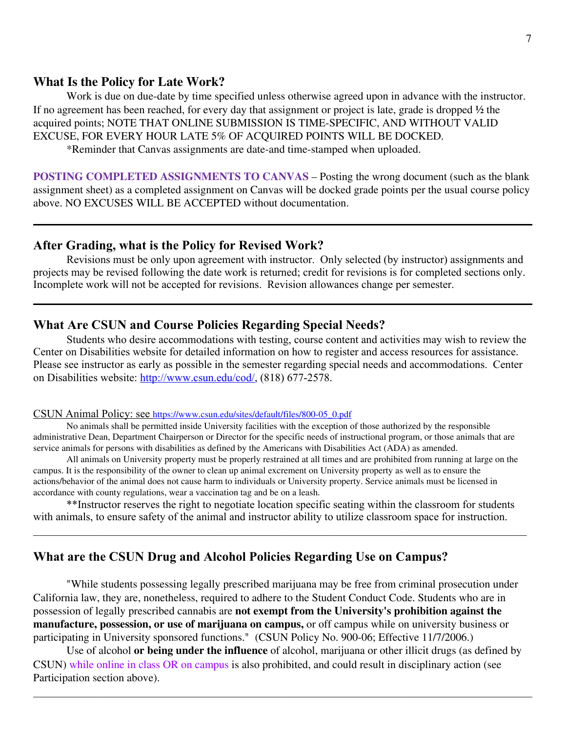## What Is the Policy for Late Work?

Work is due on due-date by time specified unless otherwise agreed upon in advance with the instructor. If no agreement has been reached, for every day that assignment or project is late, grade is dropped ½ the acquired points; NOTE THAT ONLINE SUBMISSION IS TIME-SPECIFIC, AND WITHOUT VALID EXCUSE, FOR EVERY HOUR LATE 5% OF ACQUIRED POINTS WILL BE DOCKED.

*Reminder that Canvas assignments are date-and time-stamped when uploaded.

**POSTING COMPLETED ASSIGNMENTS TO CANVAS** – Posting the wrong document (such as the blank assignment sheet) as a completed assignment on Canvas will be docked grade points per the usual course policy above. NO EXCUSES WILL BE ACCEPTED without documentation.

---

## After Grading, what is the Policy for Revised Work?

Revisions must be only upon agreement with instructor. Only selected (by instructor) assignments and projects may be revised following the date work is returned; credit for revisions is for completed sections only. Incomplete work will not be accepted for revisions. Revision allowances change per semester.

---

## What Are CSUN and Course Policies Regarding Special Needs?

Students who desire accommodations with testing, course content and activities may wish to review the Center on Disabilities website for detailed information on how to register and access resources for assistance. Please see instructor as early as possible in the semester regarding special needs and accommodations. Center on Disabilities website: http://www.csun.edu/cod/, (818) 677-2578.

CSUN Animal Policy: see https://www.csun.edu/sites/default/files/800-05_0.pdf

No animals shall be permitted inside University facilities with the exception of those authorized by the responsible administrative Dean, Department Chairperson or Director for the specific needs of instructional program, or those animals that are service animals for persons with disabilities as defined by the Americans with Disabilities Act (ADA) as amended.

All animals on University property must be properly restrained at all times and are prohibited from running at large on the campus. It is the responsibility of the owner to clean up animal excrement on University property as well as to ensure the actions/behavior of the animal does not cause harm to individuals or University property. Service animals must be licensed in accordance with county regulations, wear a vaccination tag and be on a leash.

**Instructor reserves the right to negotiate location specific seating within the classroom for students with animals, to ensure safety of the animal and instructor ability to utilize classroom space for instruction.

---

## What are the CSUN Drug and Alcohol Policies Regarding Use on Campus?

"While students possessing legally prescribed marijuana may be free from criminal prosecution under California law, they are, nonetheless, required to adhere to the Student Conduct Code. Students who are in possession of legally prescribed cannabis are **not exempt from the University's prohibition against the manufacture, possession, or use of marijuana on campus,** or off campus while on university business or participating in University sponsored functions." (CSUN Policy No. 900-06; Effective 11/7/2006.)

Use of alcohol **or being under the influence** of alcohol, marijuana or other illicit drugs (as defined by CSUN) while online in class OR on campus is also prohibited, and could result in disciplinary action (see Participation section above).

---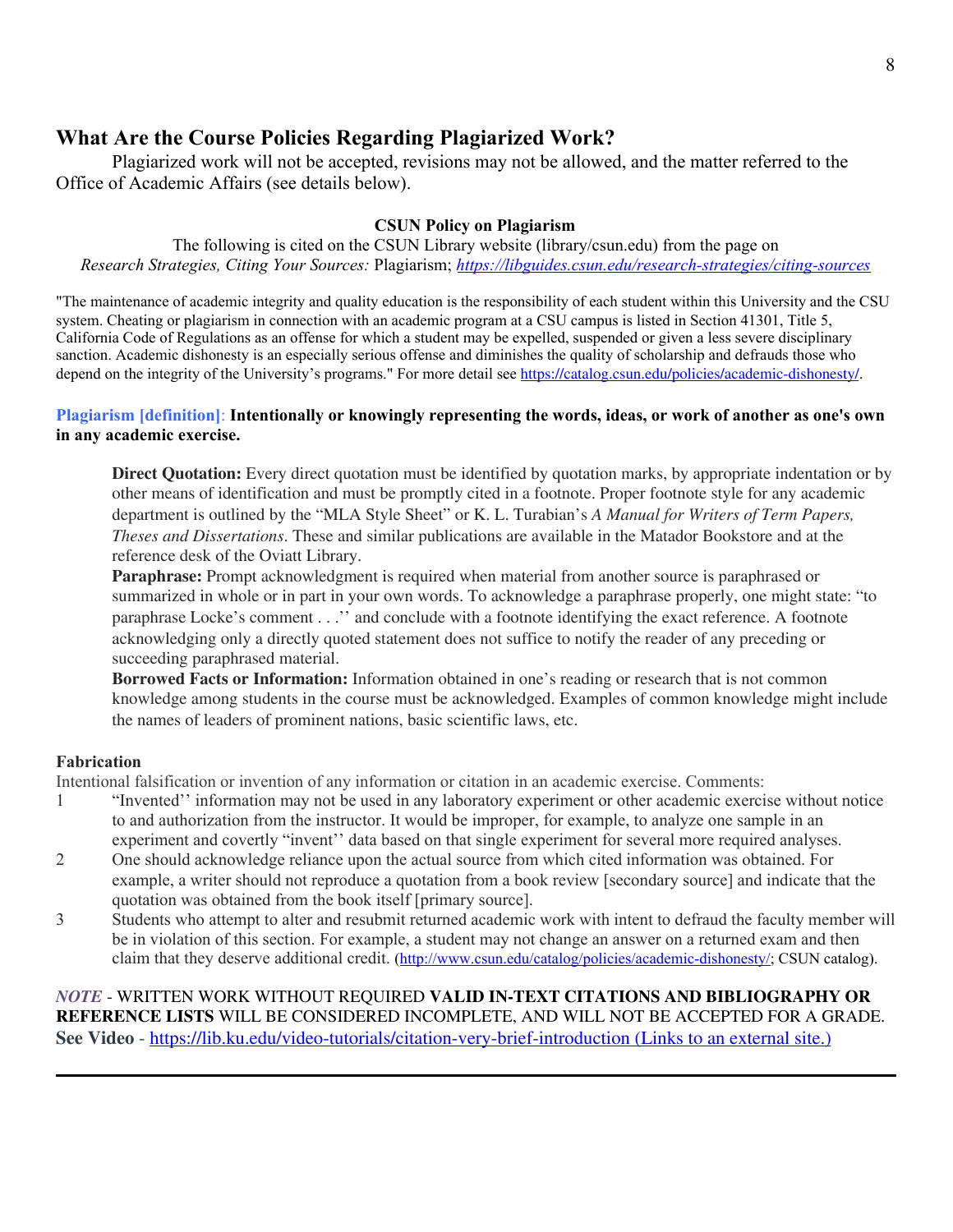## What Are the Course Policies Regarding Plagiarized Work?

Plagiarized work will not be accepted, revisions may not be allowed, and the matter referred to the Office of Academic Affairs (see details below).

**CSUN Policy on Plagiarism**

The following is cited on the CSUN Library website (library/csun.edu) from the page on *Research Strategies, Citing Your Sources:* Plagiarism; [*https://libguides.csun.edu/research-strategies/citing-sources*](https://libguides.csun.edu/research-strategies/citing-sources)

"The maintenance of academic integrity and quality education is the responsibility of each student within this University and the CSU system. Cheating or plagiarism in connection with an academic program at a CSU campus is listed in Section 41301, Title 5, California Code of Regulations as an offense for which a student may be expelled, suspended or given a less severe disciplinary sanction. Academic dishonesty is an especially serious offense and diminishes the quality of scholarship and defrauds those who depend on the integrity of the University's programs." For more detail see [https://catalog.csun.edu/policies/academic-dishonesty/](https://catalog.csun.edu/policies/academic-dishonesty/).

**Plagiarism [definition]**: **Intentionally or knowingly representing the words, ideas, or work of another as one's own in any academic exercise.**

**Direct Quotation:** Every direct quotation must be identified by quotation marks, by appropriate indentation or by other means of identification and must be promptly cited in a footnote. Proper footnote style for any academic department is outlined by the "MLA Style Sheet" or K. L. Turabian's *A Manual for Writers of Term Papers, Theses and Dissertations*. These and similar publications are available in the Matador Bookstore and at the reference desk of the Oviatt Library.

**Paraphrase:** Prompt acknowledgment is required when material from another source is paraphrased or summarized in whole or in part in your own words. To acknowledge a paraphrase properly, one might state: "to paraphrase Locke's comment . . .'' and conclude with a footnote identifying the exact reference. A footnote acknowledging only a directly quoted statement does not suffice to notify the reader of any preceding or succeeding paraphrased material.

**Borrowed Facts or Information:** Information obtained in one's reading or research that is not common knowledge among students in the course must be acknowledged. Examples of common knowledge might include the names of leaders of prominent nations, basic scientific laws, etc.

**Fabrication**

Intentional falsification or invention of any information or citation in an academic exercise. Comments:

1. "Invented'' information may not be used in any laboratory experiment or other academic exercise without notice to and authorization from the instructor. It would be improper, for example, to analyze one sample in an experiment and covertly "invent'' data based on that single experiment for several more required analyses.
2. One should acknowledge reliance upon the actual source from which cited information was obtained. For example, a writer should not reproduce a quotation from a book review [secondary source] and indicate that the quotation was obtained from the book itself [primary source].
3. Students who attempt to alter and resubmit returned academic work with intent to defraud the faculty member will be in violation of this section. For example, a student may not change an answer on a returned exam and then claim that they deserve additional credit. ([http://www.csun.edu/catalog/policies/academic-dishonesty/](http://www.csun.edu/catalog/policies/academic-dishonesty/); CSUN catalog).

***NOTE*** - WRITTEN WORK WITHOUT REQUIRED **VALID IN-TEXT CITATIONS AND BIBLIOGRAPHY OR REFERENCE LISTS** WILL BE CONSIDERED INCOMPLETE, AND WILL NOT BE ACCEPTED FOR A GRADE.
**See Video** - [https://lib.ku.edu/video-tutorials/citation-very-brief-introduction (Links to an external site.)](https://lib.ku.edu/video-tutorials/citation-very-brief-introduction)

---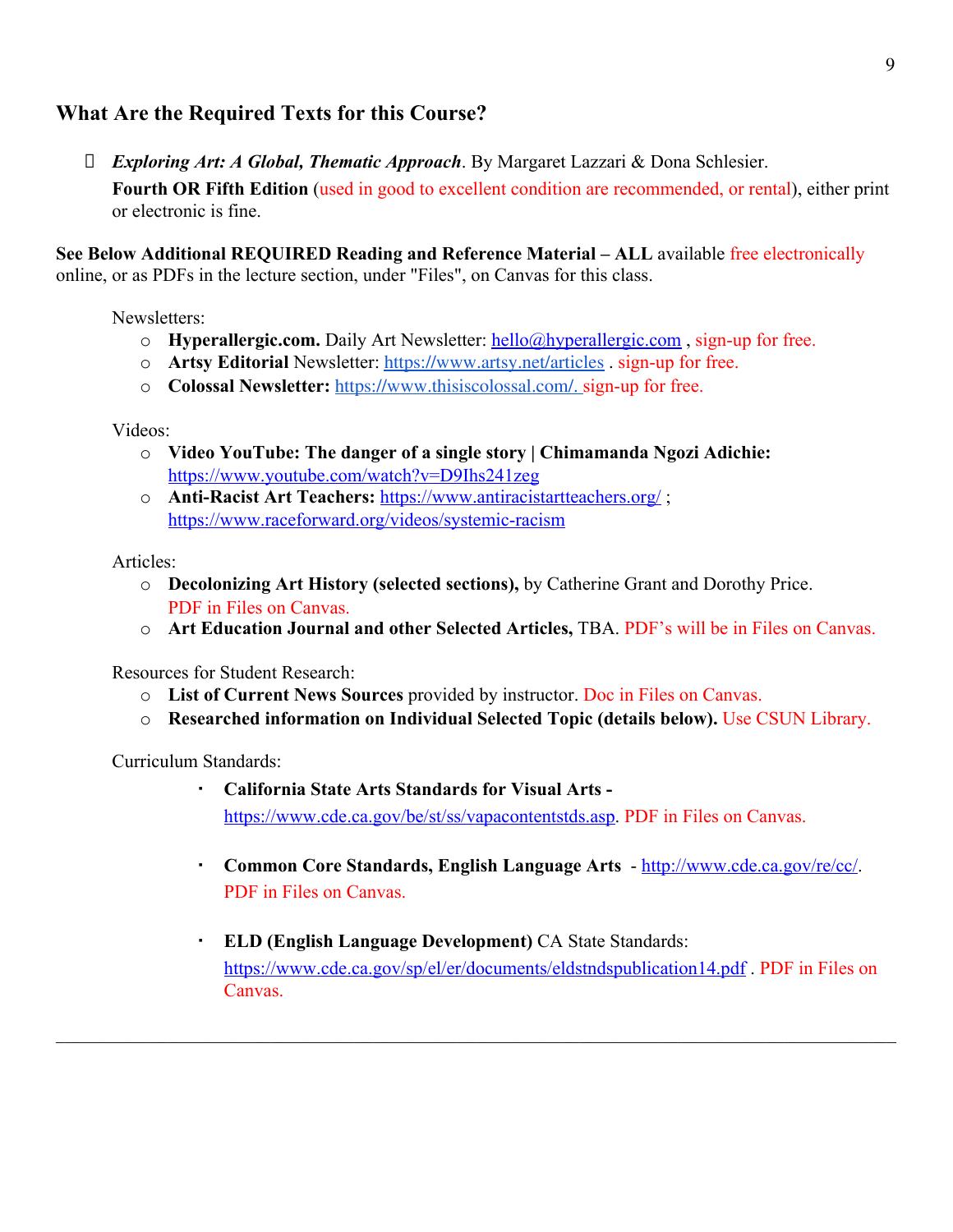## What Are the Required Texts for this Course?

- ***Exploring Art: A Global, Thematic Approach*.** By Margaret Lazzari & Dona Schlesier.
  **Fourth OR Fifth Edition** (used in good to excellent condition are recommended, or rental), either print or electronic is fine.

**See Below Additional REQUIRED Reading and Reference Material – ALL** available free electronically online, or as PDFs in the lecture section, under "Files", on Canvas for this class.

Newsletters:

- **Hyperallergic.com.** Daily Art Newsletter: hello@hyperallergic.com , sign-up for free.
- **Artsy Editorial** Newsletter: https://www.artsy.net/articles . sign-up for free.
- **Colossal Newsletter:** https://www.thisiscolossal.com/. sign-up for free.

Videos:

- **Video YouTube: The danger of a single story | Chimamanda Ngozi Adichie:** https://www.youtube.com/watch?v=D9Ihs241zeg
- **Anti-Racist Art Teachers:** https://www.antiracistartteachers.org/ ; https://www.raceforward.org/videos/systemic-racism

Articles:

- **Decolonizing Art History (selected sections),** by Catherine Grant and Dorothy Price. PDF in Files on Canvas.
- **Art Education Journal and other Selected Articles,** TBA. PDF's will be in Files on Canvas.

Resources for Student Research:

- **List of Current News Sources** provided by instructor. Doc in Files on Canvas.
- **Researched information on Individual Selected Topic (details below).** Use CSUN Library.

Curriculum Standards:

- **California State Arts Standards for Visual Arts -** https://www.cde.ca.gov/be/st/ss/vapacontentstds.asp. PDF in Files on Canvas.
- **Common Core Standards, English Language Arts** - http://www.cde.ca.gov/re/cc/. PDF in Files on Canvas.
- **ELD (English Language Development)** CA State Standards: https://www.cde.ca.gov/sp/el/er/documents/eldstndspublication14.pdf . PDF in Files on Canvas.

---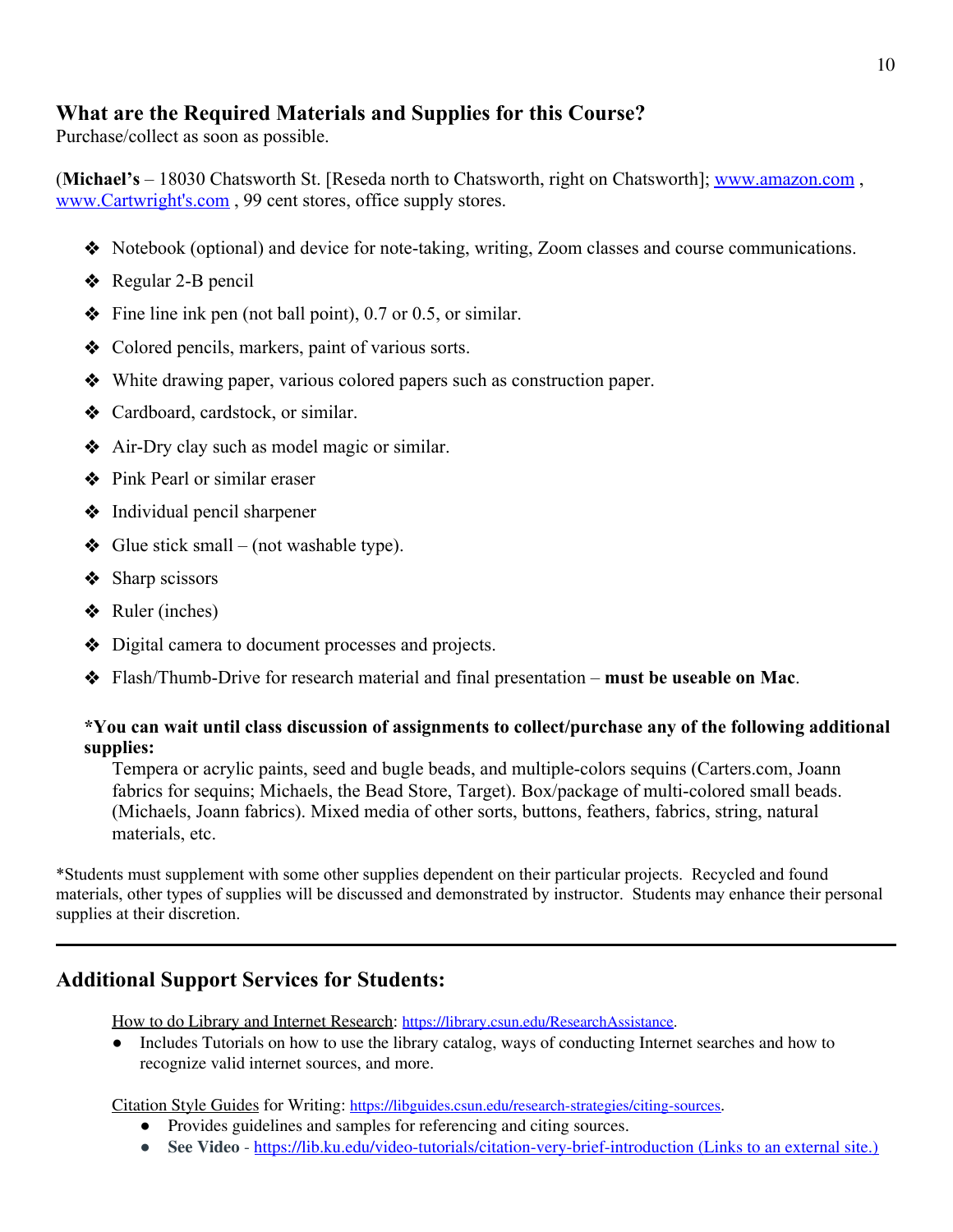## What are the Required Materials and Supplies for this Course?

Purchase/collect as soon as possible.

(**Michael's** – 18030 Chatsworth St. [Reseda north to Chatsworth, right on Chatsworth]; www.amazon.com , www.Cartwright's.com , 99 cent stores, office supply stores.

- Notebook (optional) and device for note-taking, writing, Zoom classes and course communications.
- Regular 2-B pencil
- Fine line ink pen (not ball point), 0.7 or 0.5, or similar.
- Colored pencils, markers, paint of various sorts.
- White drawing paper, various colored papers such as construction paper.
- Cardboard, cardstock, or similar.
- Air-Dry clay such as model magic or similar.
- Pink Pearl or similar eraser
- Individual pencil sharpener
- Glue stick small – (not washable type).
- Sharp scissors
- Ruler (inches)
- Digital camera to document processes and projects.
- Flash/Thumb-Drive for research material and final presentation – **must be useable on Mac**.

**\*You can wait until class discussion of assignments to collect/purchase any of the following additional supplies:**

Tempera or acrylic paints, seed and bugle beads, and multiple-colors sequins (Carters.com, Joann fabrics for sequins; Michaels, the Bead Store, Target). Box/package of multi-colored small beads. (Michaels, Joann fabrics). Mixed media of other sorts, buttons, feathers, fabrics, string, natural materials, etc.

\*Students must supplement with some other supplies dependent on their particular projects. Recycled and found materials, other types of supplies will be discussed and demonstrated by instructor. Students may enhance their personal supplies at their discretion.

---

## Additional Support Services for Students:

How to do Library and Internet Research: https://library.csun.edu/ResearchAssistance.

- Includes Tutorials on how to use the library catalog, ways of conducting Internet searches and how to recognize valid internet sources, and more.

Citation Style Guides for Writing: https://libguides.csun.edu/research-strategies/citing-sources.

- Provides guidelines and samples for referencing and citing sources.
- **See Video** - https://lib.ku.edu/video-tutorials/citation-very-brief-introduction (Links to an external site.)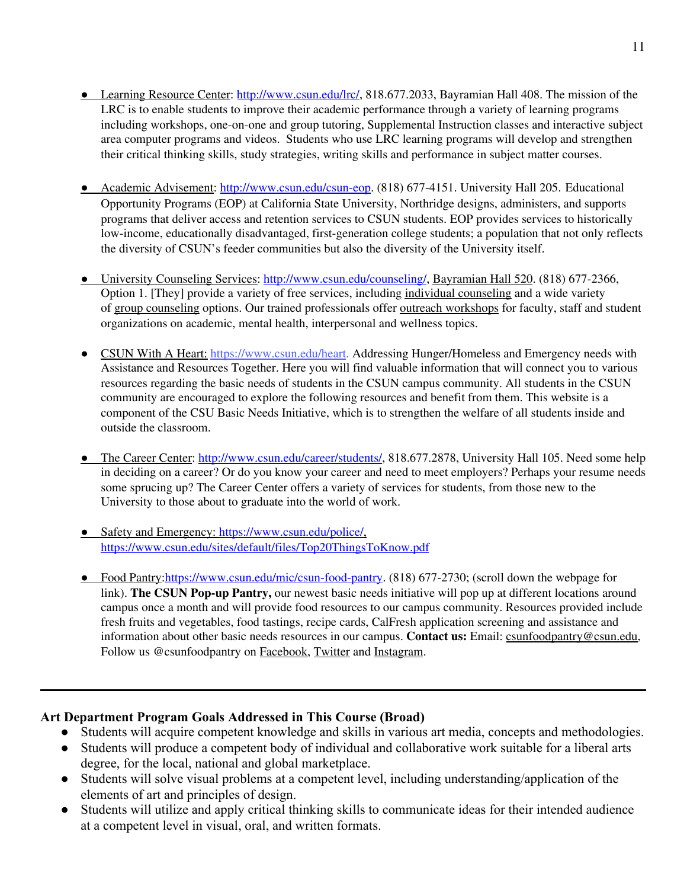- Learning Resource Center: http://www.csun.edu/lrc/, 818.677.2033, Bayramian Hall 408. The mission of the LRC is to enable students to improve their academic performance through a variety of learning programs including workshops, one-on-one and group tutoring, Supplemental Instruction classes and interactive subject area computer programs and videos. Students who use LRC learning programs will develop and strengthen their critical thinking skills, study strategies, writing skills and performance in subject matter courses.

- Academic Advisement: http://www.csun.edu/csun-eop. (818) 677-4151. University Hall 205. Educational Opportunity Programs (EOP) at California State University, Northridge designs, administers, and supports programs that deliver access and retention services to CSUN students. EOP provides services to historically low-income, educationally disadvantaged, first-generation college students; a population that not only reflects the diversity of CSUN's feeder communities but also the diversity of the University itself.

- University Counseling Services: http://www.csun.edu/counseling/, Bayramian Hall 520. (818) 677-2366, Option 1. [They] provide a variety of free services, including individual counseling and a wide variety of group counseling options. Our trained professionals offer outreach workshops for faculty, staff and student organizations on academic, mental health, interpersonal and wellness topics.

- CSUN With A Heart: https://www.csun.edu/heart. Addressing Hunger/Homeless and Emergency needs with Assistance and Resources Together. Here you will find valuable information that will connect you to various resources regarding the basic needs of students in the CSUN campus community. All students in the CSUN community are encouraged to explore the following resources and benefit from them. This website is a component of the CSU Basic Needs Initiative, which is to strengthen the welfare of all students inside and outside the classroom.

- The Career Center: http://www.csun.edu/career/students/, 818.677.2878, University Hall 105. Need some help in deciding on a career? Or do you know your career and need to meet employers? Perhaps your resume needs some sprucing up? The Career Center offers a variety of services for students, from those new to the University to those about to graduate into the world of work.

- Safety and Emergency: https://www.csun.edu/police/, https://www.csun.edu/sites/default/files/Top20ThingsToKnow.pdf

- Food Pantry:https://www.csun.edu/mic/csun-food-pantry. (818) 677-2730; (scroll down the webpage for link). **The CSUN Pop-up Pantry,** our newest basic needs initiative will pop up at different locations around campus once a month and will provide food resources to our campus community. Resources provided include fresh fruits and vegetables, food tastings, recipe cards, CalFresh application screening and assistance and information about other basic needs resources in our campus. **Contact us:** Email: csunfoodpantry@csun.edu, Follow us @csunfoodpantry on Facebook, Twitter and Instagram.

---

**Art Department Program Goals Addressed in This Course (Broad)**

- Students will acquire competent knowledge and skills in various art media, concepts and methodologies.
- Students will produce a competent body of individual and collaborative work suitable for a liberal arts degree, for the local, national and global marketplace.
- Students will solve visual problems at a competent level, including understanding/application of the elements of art and principles of design.
- Students will utilize and apply critical thinking skills to communicate ideas for their intended audience at a competent level in visual, oral, and written formats.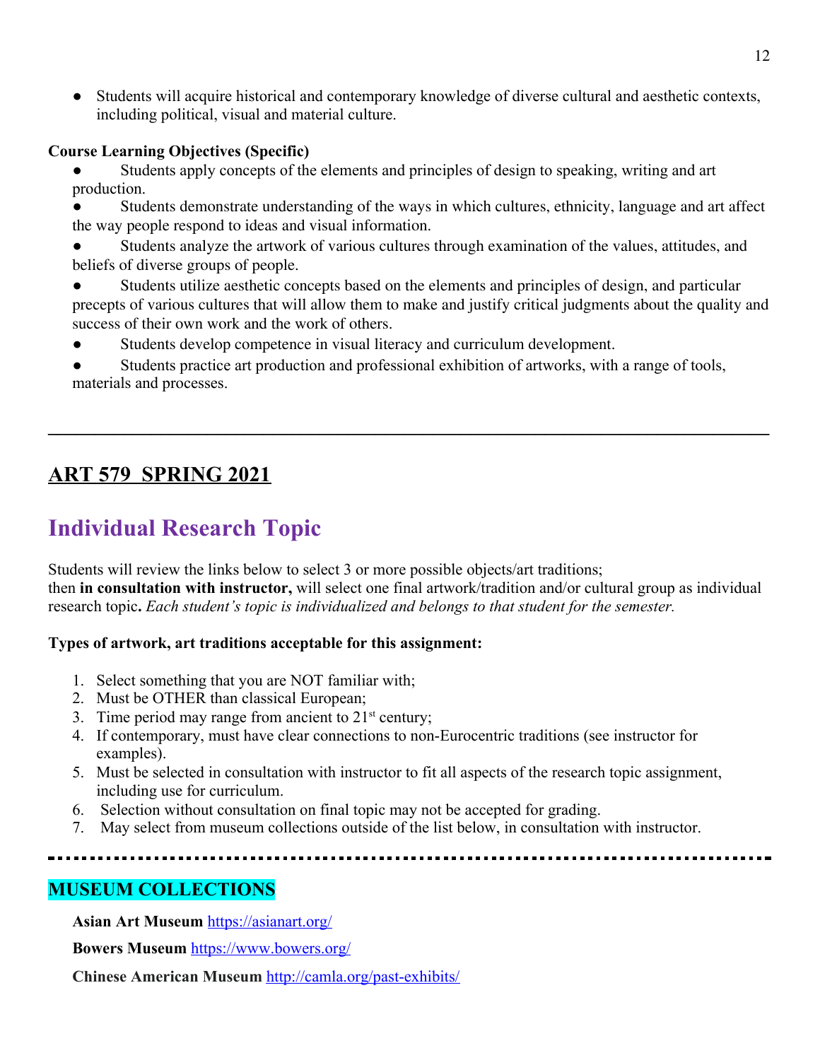- Students will acquire historical and contemporary knowledge of diverse cultural and aesthetic contexts, including political, visual and material culture.

**Course Learning Objectives (Specific)**

- Students apply concepts of the elements and principles of design to speaking, writing and art production.
- Students demonstrate understanding of the ways in which cultures, ethnicity, language and art affect the way people respond to ideas and visual information.
- Students analyze the artwork of various cultures through examination of the values, attitudes, and beliefs of diverse groups of people.
- Students utilize aesthetic concepts based on the elements and principles of design, and particular precepts of various cultures that will allow them to make and justify critical judgments about the quality and success of their own work and the work of others.
- Students develop competence in visual literacy and curriculum development.
- Students practice art production and professional exhibition of artworks, with a range of tools, materials and processes.

---

## ART 579 SPRING 2021

# Individual Research Topic

Students will review the links below to select 3 or more possible objects/art traditions; then **in consultation with instructor,** will select one final artwork/tradition and/or cultural group as individual research topic**.** *Each student's topic is individualized and belongs to that student for the semester.*

**Types of artwork, art traditions acceptable for this assignment:**

1. Select something that you are NOT familiar with;
2. Must be OTHER than classical European;
3. Time period may range from ancient to 21st century;
4. If contemporary, must have clear connections to non-Eurocentric traditions (see instructor for examples).
5. Must be selected in consultation with instructor to fit all aspects of the research topic assignment, including use for curriculum.
6. Selection without consultation on final topic may not be accepted for grading.
7. May select from museum collections outside of the list below, in consultation with instructor.

---

## MUSEUM COLLECTIONS

**Asian Art Museum** https://asianart.org/

**Bowers Museum** https://www.bowers.org/

**Chinese American Museum** http://camla.org/past-exhibits/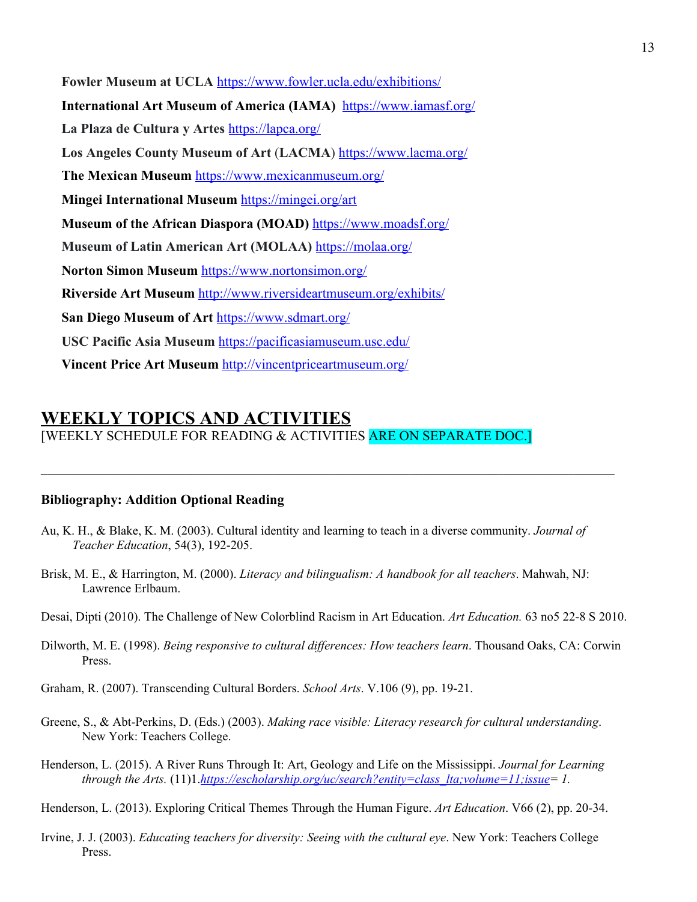**Fowler Museum at UCLA** https://www.fowler.ucla.edu/exhibitions/

**International Art Museum of America (IAMA)** https://www.iamasf.org/

**La Plaza de Cultura y Artes** https://lapca.org/

**Los Angeles County Museum of Art (LACMA)** https://www.lacma.org/

**The Mexican Museum** https://www.mexicanmuseum.org/

**Mingei International Museum** https://mingei.org/art

**Museum of the African Diaspora (MOAD)** https://www.moadsf.org/

**Museum of Latin American Art (MOLAA)** https://molaa.org/

**Norton Simon Museum** https://www.nortonsimon.org/

**Riverside Art Museum** http://www.riversideartmuseum.org/exhibits/

**San Diego Museum of Art** https://www.sdmart.org/

**USC Pacific Asia Museum** https://pacificasiamuseum.usc.edu/

**Vincent Price Art Museum** http://vincentpriceartmuseum.org/

## WEEKLY TOPICS AND ACTIVITIES

[WEEKLY SCHEDULE FOR READING & ACTIVITIES ARE ON SEPARATE DOC.]

---

**Bibliography: Addition Optional Reading**

Au, K. H., & Blake, K. M. (2003). Cultural identity and learning to teach in a diverse community. *Journal of Teacher Education*, 54(3), 192-205.

Brisk, M. E., & Harrington, M. (2000). *Literacy and bilingualism: A handbook for all teachers*. Mahwah, NJ: Lawrence Erlbaum.

Desai, Dipti (2010). The Challenge of New Colorblind Racism in Art Education. *Art Education.* 63 no5 22-8 S 2010.

Dilworth, M. E. (1998). *Being responsive to cultural differences: How teachers learn*. Thousand Oaks, CA: Corwin Press.

Graham, R. (2007). Transcending Cultural Borders. *School Arts*. V.106 (9), pp. 19-21.

Greene, S., & Abt-Perkins, D. (Eds.) (2003). *Making race visible: Literacy research for cultural understanding*. New York: Teachers College.

Henderson, L. (2015). A River Runs Through It: Art, Geology and Life on the Mississippi. *Journal for Learning through the Arts.* (11)1.*https://escholarship.org/uc/search?entity=class_lta;volume=11;issue= 1.*

Henderson, L. (2013). Exploring Critical Themes Through the Human Figure. *Art Education*. V66 (2), pp. 20-34.

Irvine, J. J. (2003). *Educating teachers for diversity: Seeing with the cultural eye*. New York: Teachers College Press.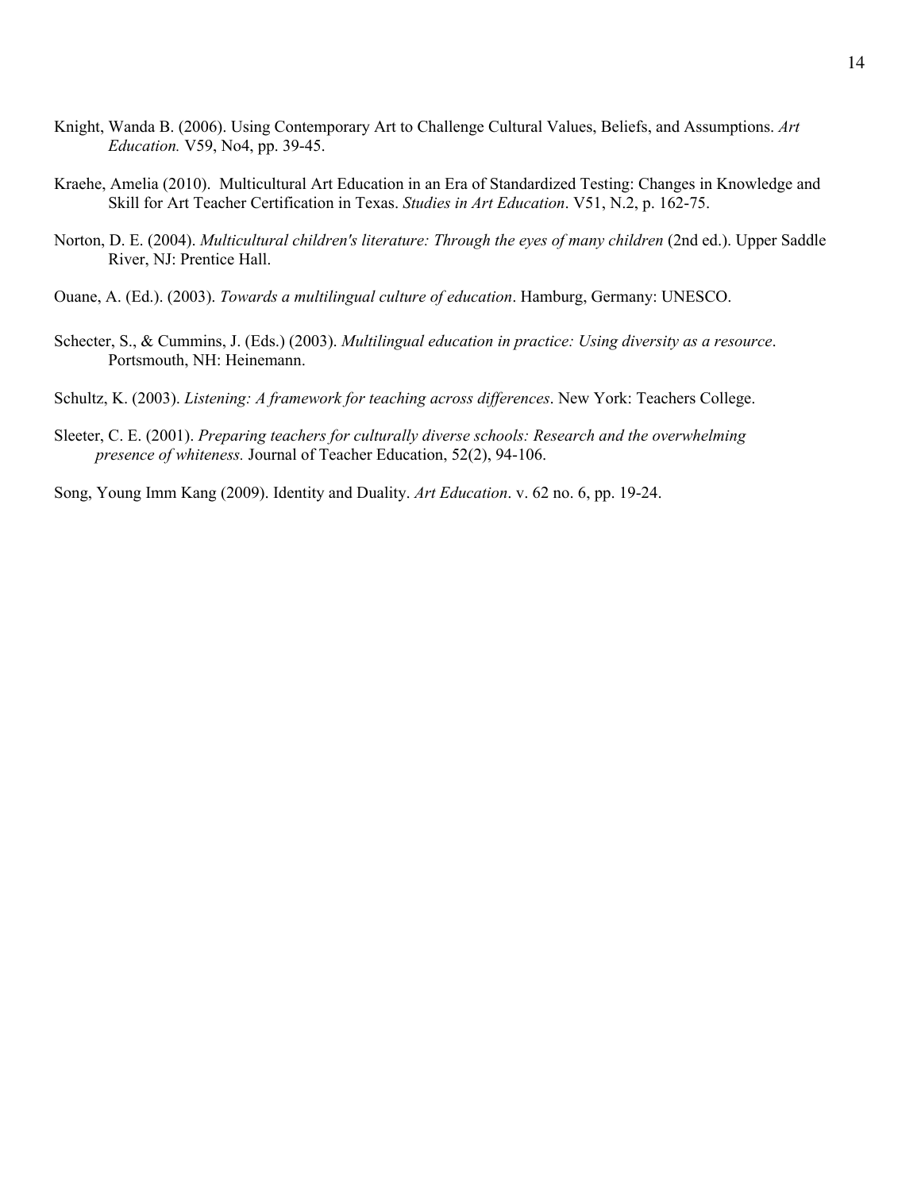Knight, Wanda B. (2006). Using Contemporary Art to Challenge Cultural Values, Beliefs, and Assumptions. *Art Education.* V59, No4, pp. 39-45.

Kraehe, Amelia (2010). Multicultural Art Education in an Era of Standardized Testing: Changes in Knowledge and Skill for Art Teacher Certification in Texas. *Studies in Art Education*. V51, N.2, p. 162-75.

Norton, D. E. (2004). *Multicultural children's literature: Through the eyes of many children* (2nd ed.). Upper Saddle River, NJ: Prentice Hall.

Ouane, A. (Ed.). (2003). *Towards a multilingual culture of education*. Hamburg, Germany: UNESCO.

Schecter, S., & Cummins, J. (Eds.) (2003). *Multilingual education in practice: Using diversity as a resource*. Portsmouth, NH: Heinemann.

Schultz, K. (2003). *Listening: A framework for teaching across differences*. New York: Teachers College.

Sleeter, C. E. (2001). *Preparing teachers for culturally diverse schools: Research and the overwhelming presence of whiteness.* Journal of Teacher Education, 52(2), 94-106.

Song, Young Imm Kang (2009). Identity and Duality. *Art Education*. v. 62 no. 6, pp. 19-24.